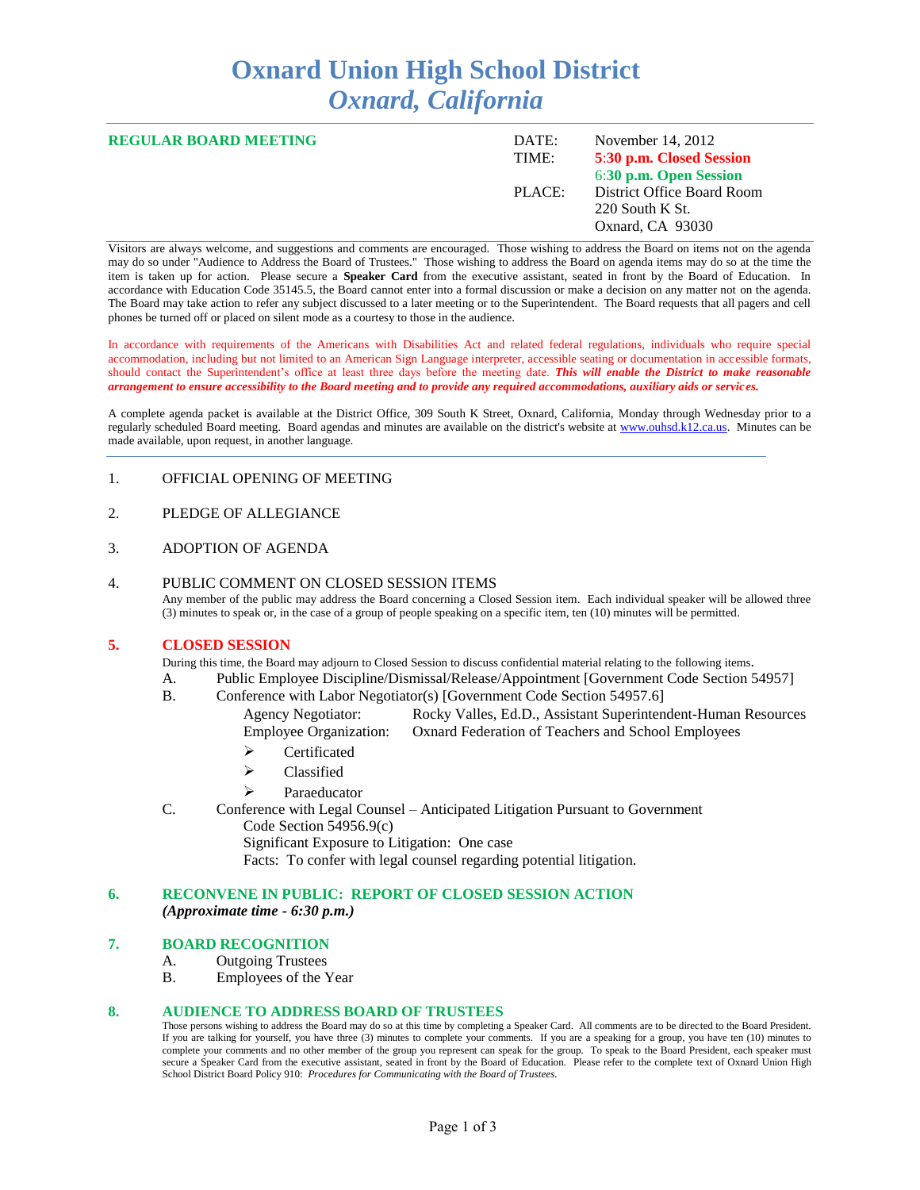# Oxnard Union High School District
## *Oxnard, California*

**REGULAR BOARD MEETING**

| | |
|---|---|
| DATE: | November 14, 2012 |
| TIME: | **5:30 p.m. Closed Session** |
| | **6:30 p.m. Open Session** |
| PLACE: | District Office Board Room |
| | 220 South K St. |
| | Oxnard, CA 93030 |

Visitors are always welcome, and suggestions and comments are encouraged. Those wishing to address the Board on items not on the agenda may do so under "Audience to Address the Board of Trustees." Those wishing to address the Board on agenda items may do so at the time the item is taken up for action. Please secure a **Speaker Card** from the executive assistant, seated in front by the Board of Education. In accordance with Education Code 35145.5, the Board cannot enter into a formal discussion or make a decision on any matter not on the agenda. The Board may take action to refer any subject discussed to a later meeting or to the Superintendent. The Board requests that all pagers and cell phones be turned off or placed on silent mode as a courtesy to those in the audience.

In accordance with requirements of the Americans with Disabilities Act and related federal regulations, individuals who require special accommodation, including but not limited to an American Sign Language interpreter, accessible seating or documentation in accessible formats, should contact the Superintendent's office at least three days before the meeting date. ***This will enable the District to make reasonable arrangement to ensure accessibility to the Board meeting and to provide any required accommodations, auxiliary aids or services.***

A complete agenda packet is available at the District Office, 309 South K Street, Oxnard, California, Monday through Wednesday prior to a regularly scheduled Board meeting. Board agendas and minutes are available on the district's website at www.ouhsd.k12.ca.us. Minutes can be made available, upon request, in another language.

1. OFFICIAL OPENING OF MEETING

2. PLEDGE OF ALLEGIANCE

3. ADOPTION OF AGENDA

4. PUBLIC COMMENT ON CLOSED SESSION ITEMS

   Any member of the public may address the Board concerning a Closed Session item. Each individual speaker will be allowed three (3) minutes to speak or, in the case of a group of people speaking on a specific item, ten (10) minutes will be permitted.

## 5. CLOSED SESSION

During this time, the Board may adjourn to Closed Session to discuss confidential material relating to the following items.

A. Public Employee Discipline/Dismissal/Release/Appointment [Government Code Section 54957]

B. Conference with Labor Negotiator(s) [Government Code Section 54957.6]

   Agency Negotiator: Rocky Valles, Ed.D., Assistant Superintendent-Human Resources
   Employee Organization: Oxnard Federation of Teachers and School Employees

   - Certificated
   - Classified
   - Paraeducator

C. Conference with Legal Counsel – Anticipated Litigation Pursuant to Government Code Section 54956.9(c)
   Significant Exposure to Litigation: One case
   Facts: To confer with legal counsel regarding potential litigation.

## 6. RECONVENE IN PUBLIC: REPORT OF CLOSED SESSION ACTION
***(Approximate time - 6:30 p.m.)***

## 7. BOARD RECOGNITION

A. Outgoing Trustees
B. Employees of the Year

## 8. AUDIENCE TO ADDRESS BOARD OF TRUSTEES

Those persons wishing to address the Board may do so at this time by completing a Speaker Card. All comments are to be directed to the Board President. If you are talking for yourself, you have three (3) minutes to complete your comments. If you are a speaking for a group, you have ten (10) minutes to complete your comments and no other member of the group you represent can speak for the group. To speak to the Board President, each speaker must secure a Speaker Card from the executive assistant, seated in front by the Board of Education. Please refer to the complete text of Oxnard Union High School District Board Policy 910: *Procedures for Communicating with the Board of Trustees.*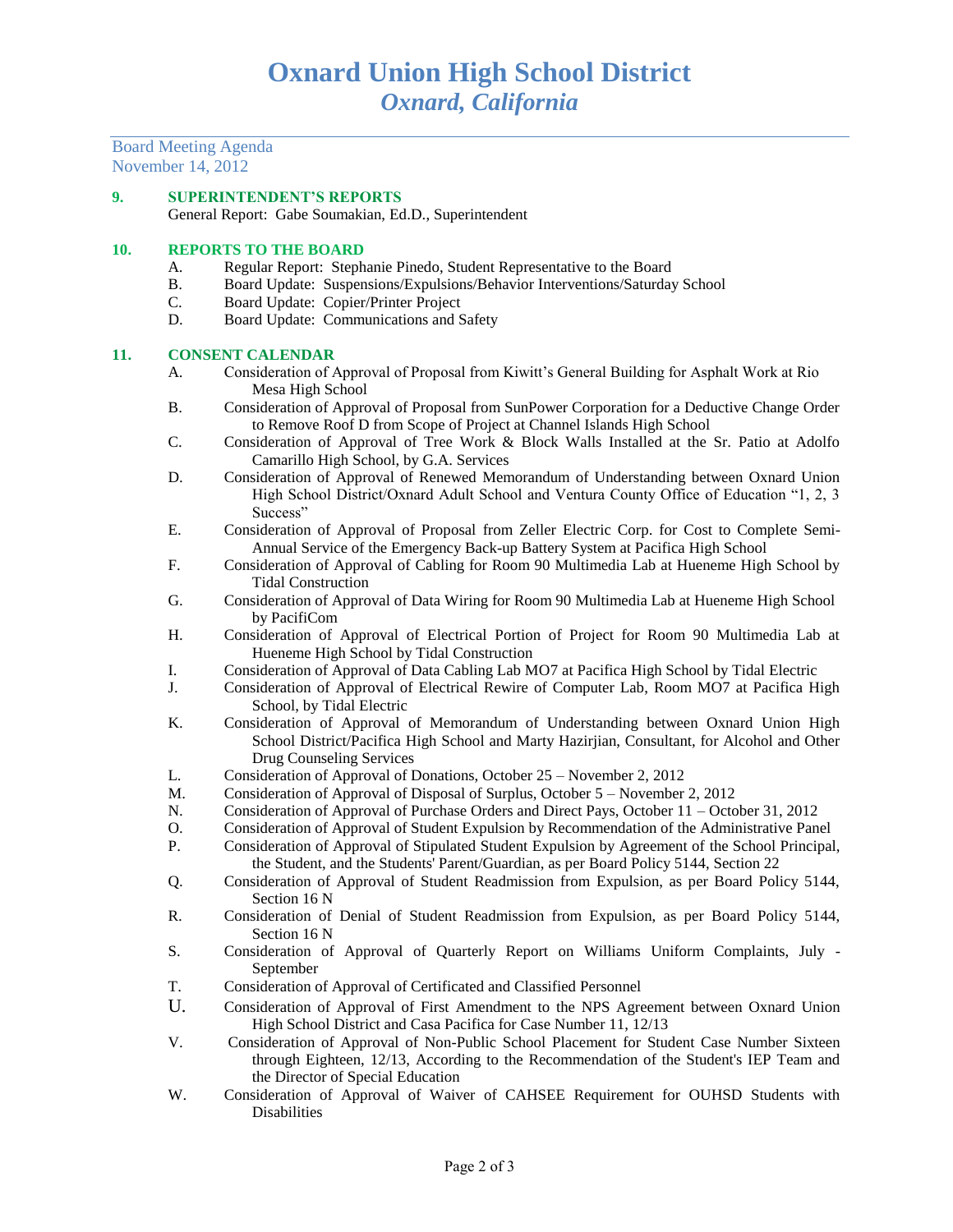# Oxnard Union High School District
## *Oxnard, California*

Board Meeting Agenda
November 14, 2012

### 9. SUPERINTENDENT'S REPORTS

General Report: Gabe Soumakian, Ed.D., Superintendent

### 10. REPORTS TO THE BOARD

A. Regular Report: Stephanie Pinedo, Student Representative to the Board
B. Board Update: Suspensions/Expulsions/Behavior Interventions/Saturday School
C. Board Update: Copier/Printer Project
D. Board Update: Communications and Safety

### 11. CONSENT CALENDAR

A. Consideration of Approval of Proposal from Kiwitt's General Building for Asphalt Work at Rio Mesa High School
B. Consideration of Approval of Proposal from SunPower Corporation for a Deductive Change Order to Remove Roof D from Scope of Project at Channel Islands High School
C. Consideration of Approval of Tree Work & Block Walls Installed at the Sr. Patio at Adolfo Camarillo High School, by G.A. Services
D. Consideration of Approval of Renewed Memorandum of Understanding between Oxnard Union High School District/Oxnard Adult School and Ventura County Office of Education "1, 2, 3 Success"
E. Consideration of Approval of Proposal from Zeller Electric Corp. for Cost to Complete Semi-Annual Service of the Emergency Back-up Battery System at Pacifica High School
F. Consideration of Approval of Cabling for Room 90 Multimedia Lab at Hueneme High School by Tidal Construction
G. Consideration of Approval of Data Wiring for Room 90 Multimedia Lab at Hueneme High School by PacifiCom
H. Consideration of Approval of Electrical Portion of Project for Room 90 Multimedia Lab at Hueneme High School by Tidal Construction
I. Consideration of Approval of Data Cabling Lab MO7 at Pacifica High School by Tidal Electric
J. Consideration of Approval of Electrical Rewire of Computer Lab, Room MO7 at Pacifica High School, by Tidal Electric
K. Consideration of Approval of Memorandum of Understanding between Oxnard Union High School District/Pacifica High School and Marty Hazirjian, Consultant, for Alcohol and Other Drug Counseling Services
L. Consideration of Approval of Donations, October 25 – November 2, 2012
M. Consideration of Approval of Disposal of Surplus, October 5 – November 2, 2012
N. Consideration of Approval of Purchase Orders and Direct Pays, October 11 – October 31, 2012
O. Consideration of Approval of Student Expulsion by Recommendation of the Administrative Panel
P. Consideration of Approval of Stipulated Student Expulsion by Agreement of the School Principal, the Student, and the Students' Parent/Guardian, as per Board Policy 5144, Section 22
Q. Consideration of Approval of Student Readmission from Expulsion, as per Board Policy 5144, Section 16 N
R. Consideration of Denial of Student Readmission from Expulsion, as per Board Policy 5144, Section 16 N
S. Consideration of Approval of Quarterly Report on Williams Uniform Complaints, July - September
T. Consideration of Approval of Certificated and Classified Personnel
U. Consideration of Approval of First Amendment to the NPS Agreement between Oxnard Union High School District and Casa Pacifica for Case Number 11, 12/13
V. Consideration of Approval of Non-Public School Placement for Student Case Number Sixteen through Eighteen, 12/13, According to the Recommendation of the Student's IEP Team and the Director of Special Education
W. Consideration of Approval of Waiver of CAHSEE Requirement for OUHSD Students with Disabilities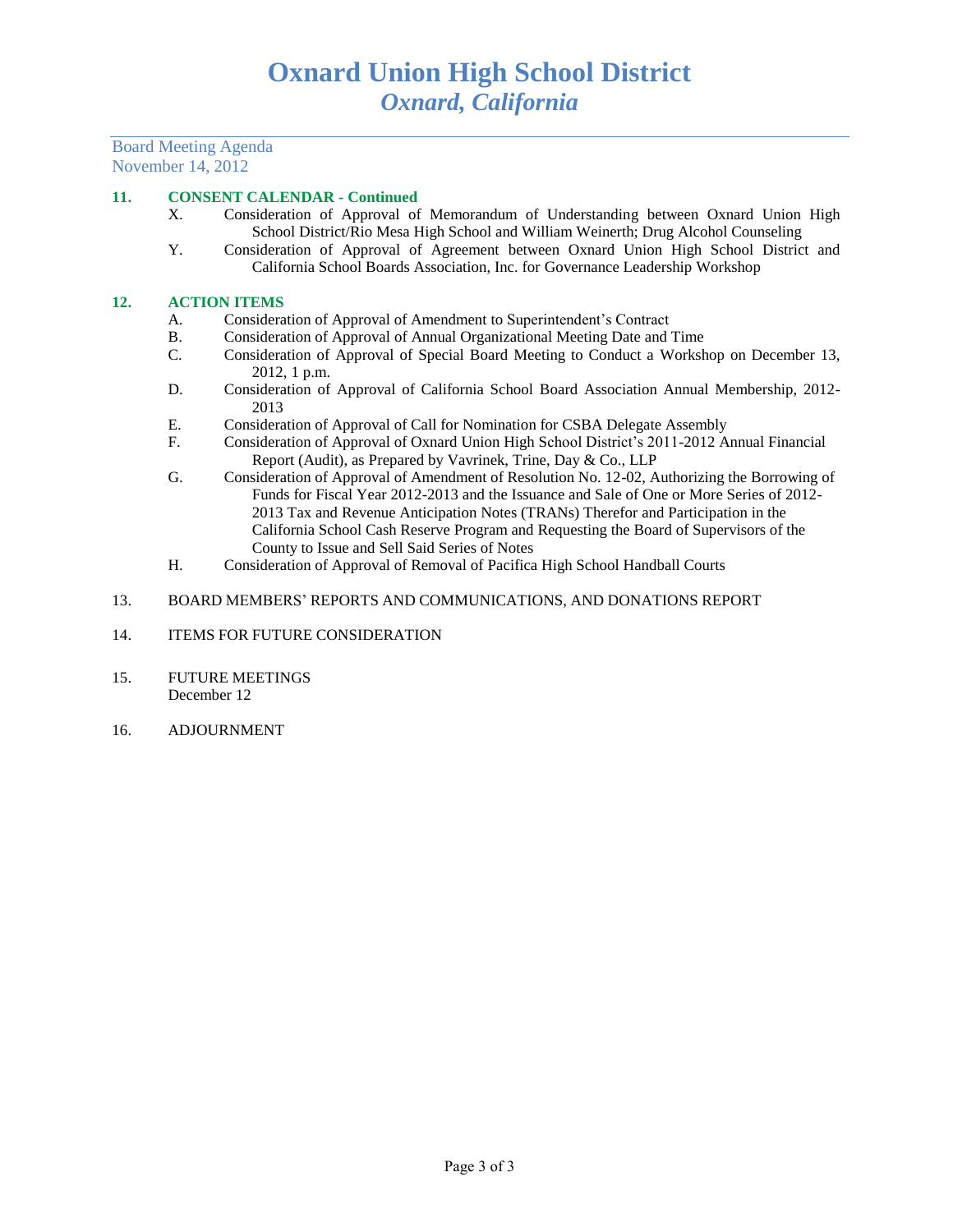# Oxnard Union High School District
## *Oxnard, California*

Board Meeting Agenda
November 14, 2012

**11. CONSENT CALENDAR - Continued**

X. Consideration of Approval of Memorandum of Understanding between Oxnard Union High School District/Rio Mesa High School and William Weinerth; Drug Alcohol Counseling

Y. Consideration of Approval of Agreement between Oxnard Union High School District and California School Boards Association, Inc. for Governance Leadership Workshop

**12. ACTION ITEMS**

A. Consideration of Approval of Amendment to Superintendent's Contract

B. Consideration of Approval of Annual Organizational Meeting Date and Time

C. Consideration of Approval of Special Board Meeting to Conduct a Workshop on December 13, 2012, 1 p.m.

D. Consideration of Approval of California School Board Association Annual Membership, 2012-2013

E. Consideration of Approval of Call for Nomination for CSBA Delegate Assembly

F. Consideration of Approval of Oxnard Union High School District's 2011-2012 Annual Financial Report (Audit), as Prepared by Vavrinek, Trine, Day & Co., LLP

G. Consideration of Approval of Amendment of Resolution No. 12-02, Authorizing the Borrowing of Funds for Fiscal Year 2012-2013 and the Issuance and Sale of One or More Series of 2012-2013 Tax and Revenue Anticipation Notes (TRANs) Therefor and Participation in the California School Cash Reserve Program and Requesting the Board of Supervisors of the County to Issue and Sell Said Series of Notes

H. Consideration of Approval of Removal of Pacifica High School Handball Courts

13. BOARD MEMBERS' REPORTS AND COMMUNICATIONS, AND DONATIONS REPORT

14. ITEMS FOR FUTURE CONSIDERATION

15. FUTURE MEETINGS
December 12

16. ADJOURNMENT